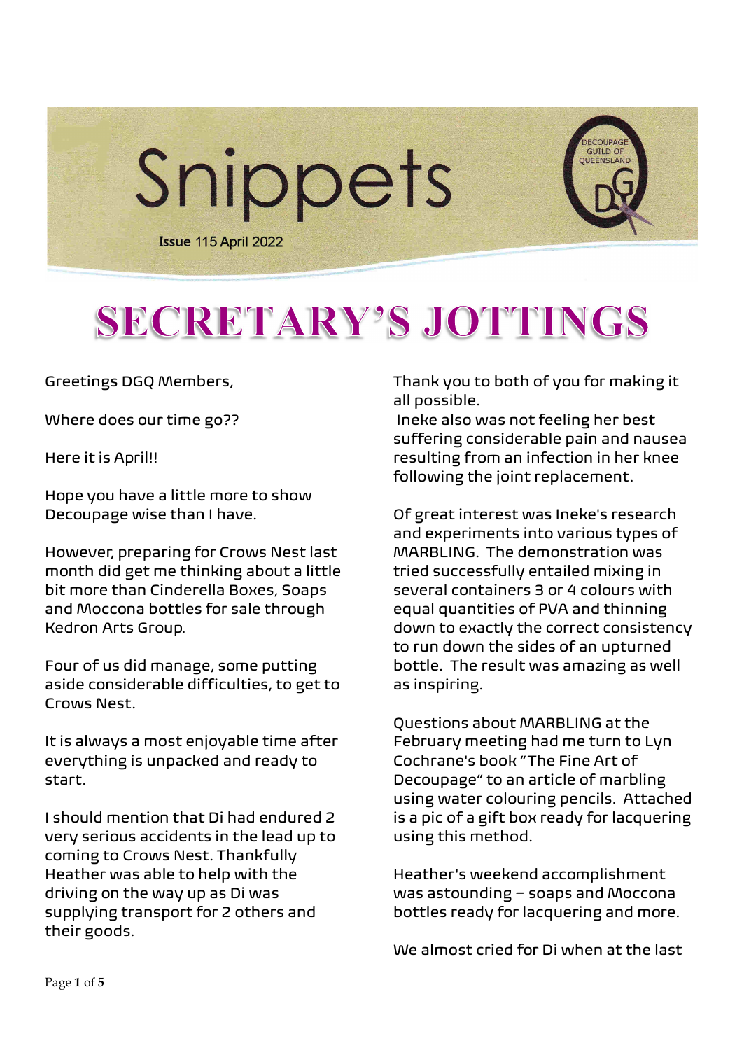# Snippets

Issue 115 April 2022

DECOUPAGE GUILD OF QUEENSLAND

# SECRETARY'S JOTTINGS

Greetings DGQ Members,

Where does our time go??

Here it is April!!

Hope you have a little more to show Decoupage wise than I have.

However, preparing for Crows Nest last month did get me thinking about a little bit more than Cinderella Boxes, Soaps and Moccona bottles for sale through Kedron Arts Group.

Four of us did manage, some putting aside considerable difficulties, to get to Crows Nest.

It is always a most enjoyable time after everything is unpacked and ready to start.

I should mention that Di had endured 2 very serious accidents in the lead up to coming to Crows Nest. Thankfully Heather was able to help with the driving on the way up as Di was supplying transport for 2 others and their goods.

Thank you to both of you for making it all possible.

Ineke also was not feeling her best suffering considerable pain and nausea resulting from an infection in her knee following the joint replacement.

Of great interest was Ineke's research and experiments into various types of MARBLING. The demonstration was tried successfully entailed mixing in several containers 3 or 4 colours with equal quantities of PVA and thinning down to exactly the correct consistency to run down the sides of an upturned bottle. The result was amazing as well as inspiring.

Questions about MARBLING at the February meeting had me turn to Lyn Cochrane's book "The Fine Art of Decoupage" to an article of marbling using water colouring pencils. Attached is a pic of a gift box ready for lacquering using this method.

Heather's weekend accomplishment was astounding – soaps and Moccona bottles ready for lacquering and more.

We almost cried for Di when at the last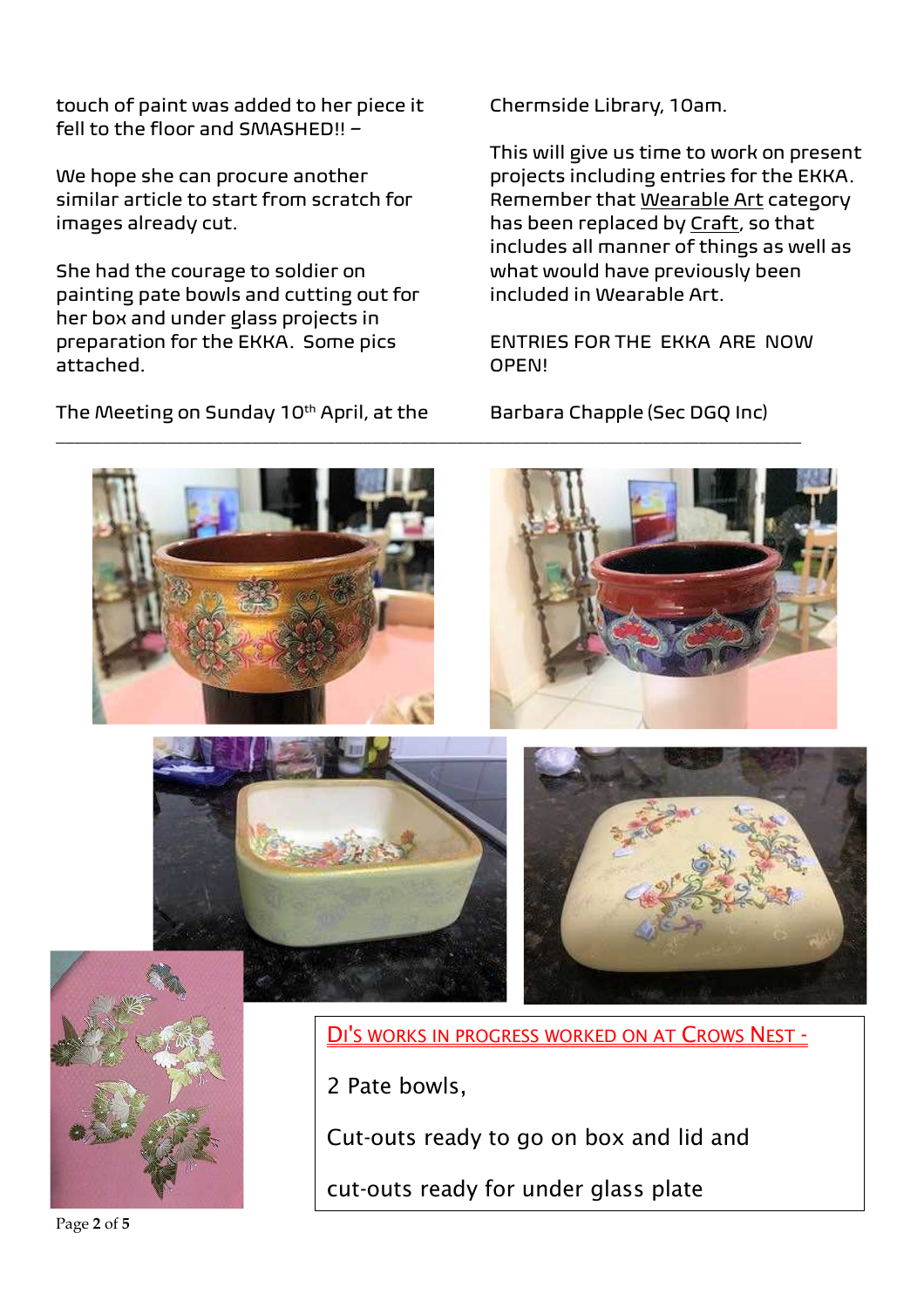touch of paint was added to her piece it fell to the floor and SMASHED!! –

We hope she can procure another similar article to start from scratch for images already cut.

She had the courage to soldier on painting pate bowls and cutting out for her box and under glass projects in preparation for the EKKA. Some pics attached.

The Meeting on Sunday 10th April, at the Chermside Library, 10am.

This will give us time to work on present projects including entries for the EKKA. Remember that Wearable Art category has been replaced by Craft, so that includes all manner of things as well as what would have previously been included in Wearable Art.

ENTRIES FOR THE EKKA ARE NOW OPEN!

Barbara Chapple (Sec DGQ Inc)

---

DI'S WORKS IN PROGRESS WORKED ON AT CROWS NEST -

2 Pate bowls,

Cut-outs ready to go on box and lid and

cut-outs ready for under glass plate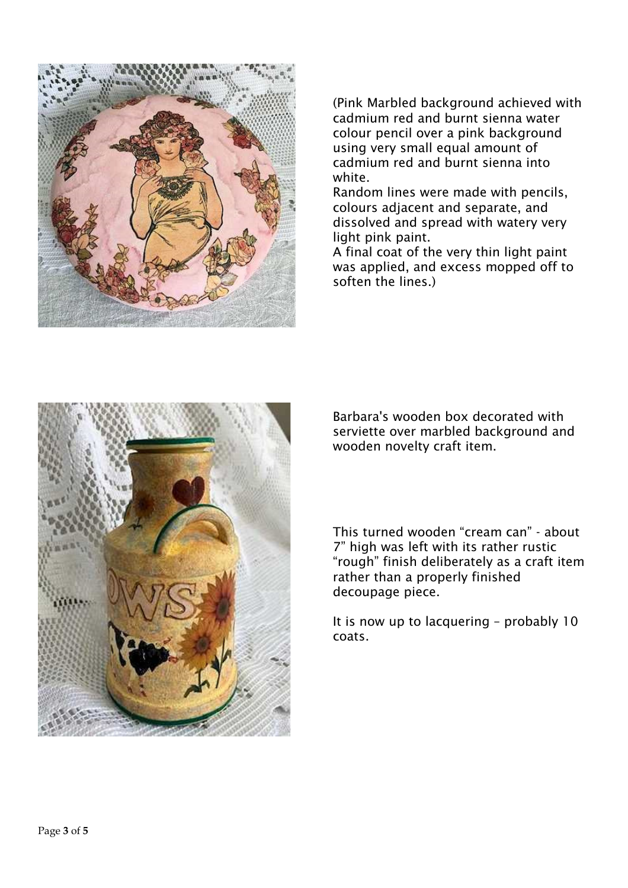(Pink Marbled background achieved with cadmium red and burnt sienna water colour pencil over a pink background using very small equal amount of cadmium red and burnt sienna into white.
Random lines were made with pencils, colours adjacent and separate, and dissolved and spread with watery very light pink paint.
A final coat of the very thin light paint was applied, and excess mopped off to soften the lines.)

Barbara's wooden box decorated with serviette over marbled background and wooden novelty craft item.

This turned wooden “cream can” - about 7” high was left with its rather rustic “rough” finish deliberately as a craft item rather than a properly finished decoupage piece.

It is now up to lacquering – probably 10 coats.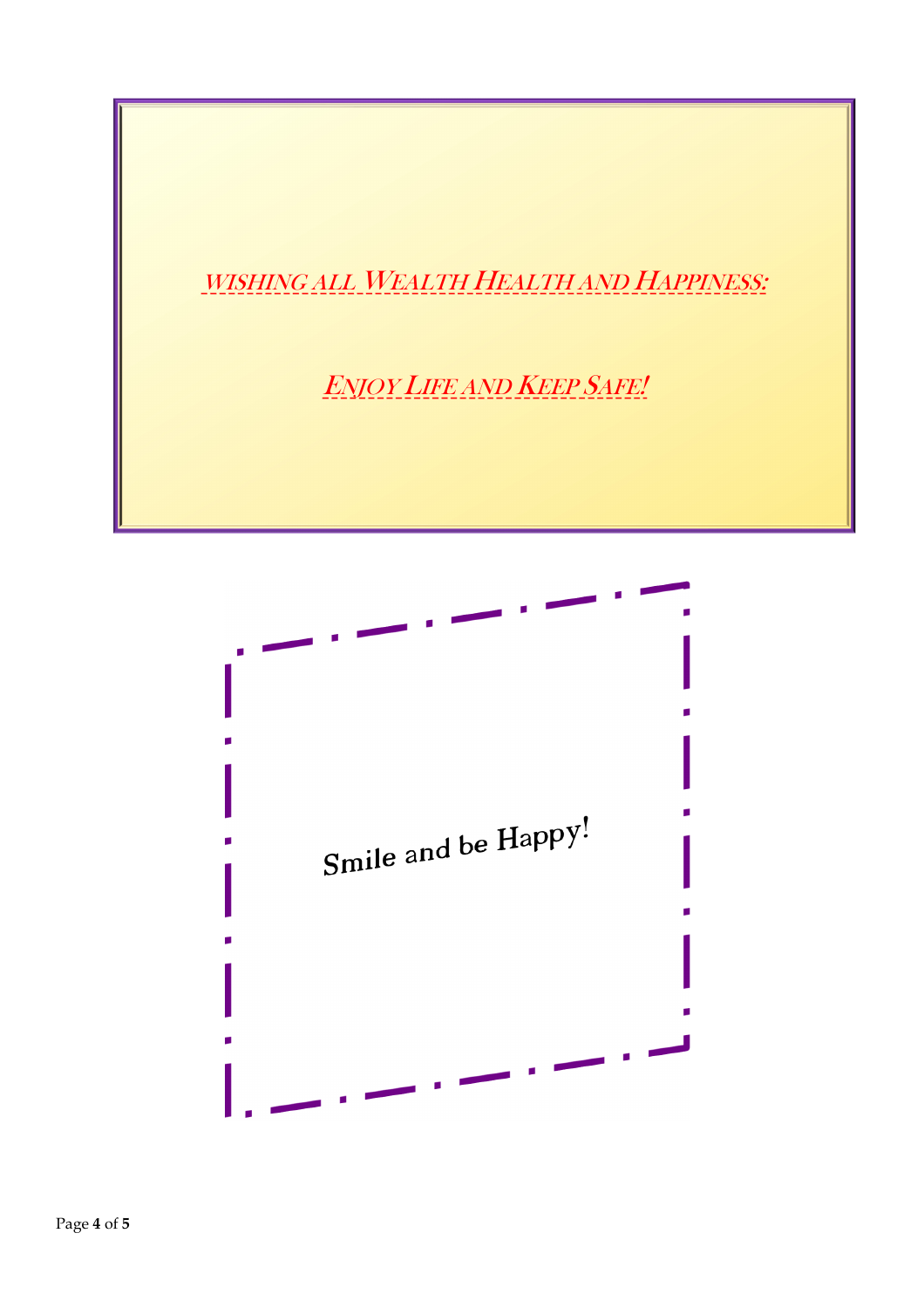***WISHING ALL WEALTH HEALTH AND HAPPINESS:***

***ENJOY LIFE AND KEEP SAFE!***

Smile and be Happy!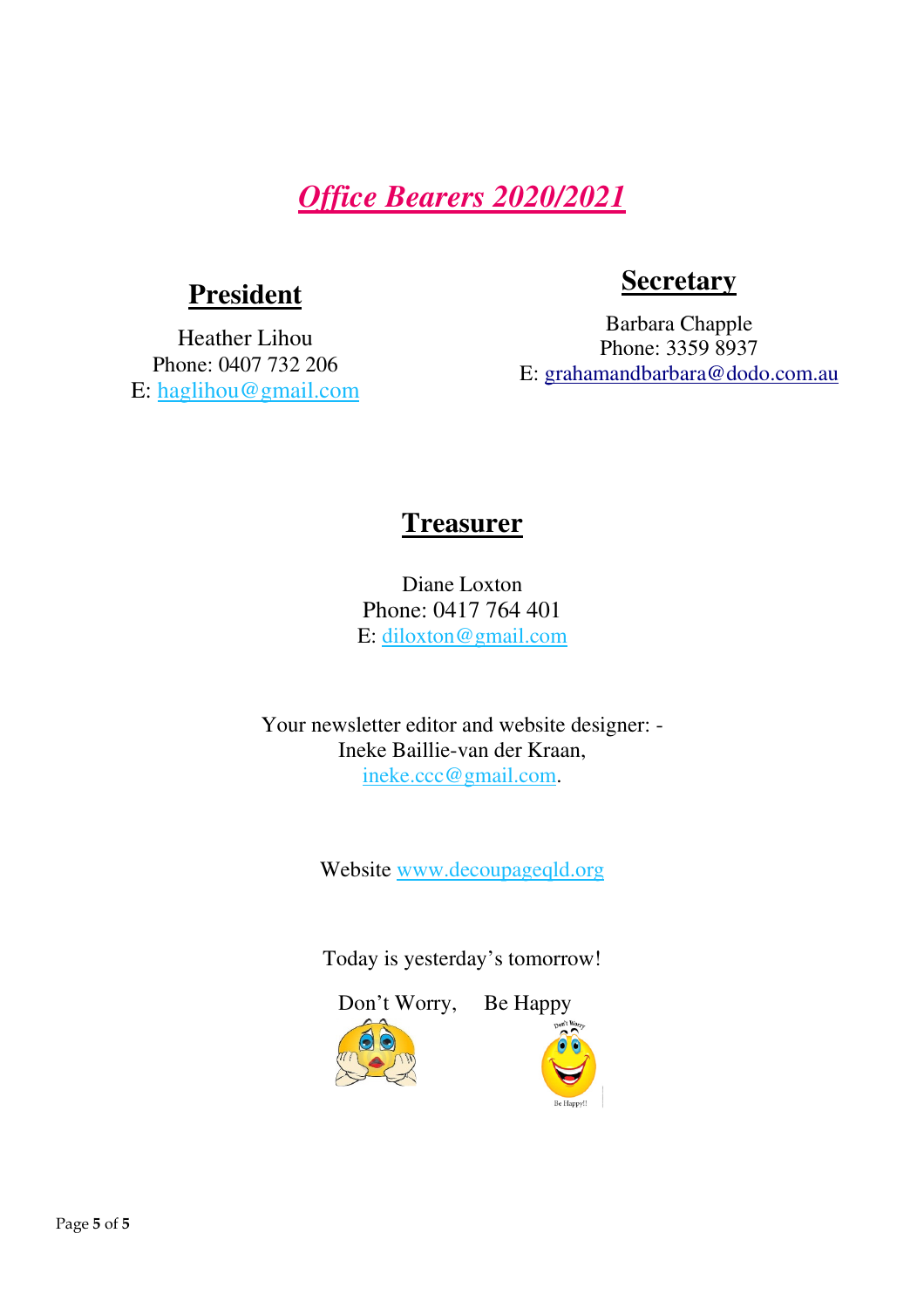# *Office Bearers 2020/2021*

## President

Heather Lihou
Phone: 0407 732 206
E: haglihou@gmail.com

## Secretary

Barbara Chapple
Phone: 3359 8937
E: grahamandbarbara@dodo.com.au

## Treasurer

Diane Loxton
Phone: 0417 764 401
E: diloxton@gmail.com

Your newsletter editor and website designer: -
Ineke Baillie-van der Kraan,
ineke.ccc@gmail.com.

Website www.decoupageqld.org

Today is yesterday's tomorrow!

Don't Worry, Be Happy